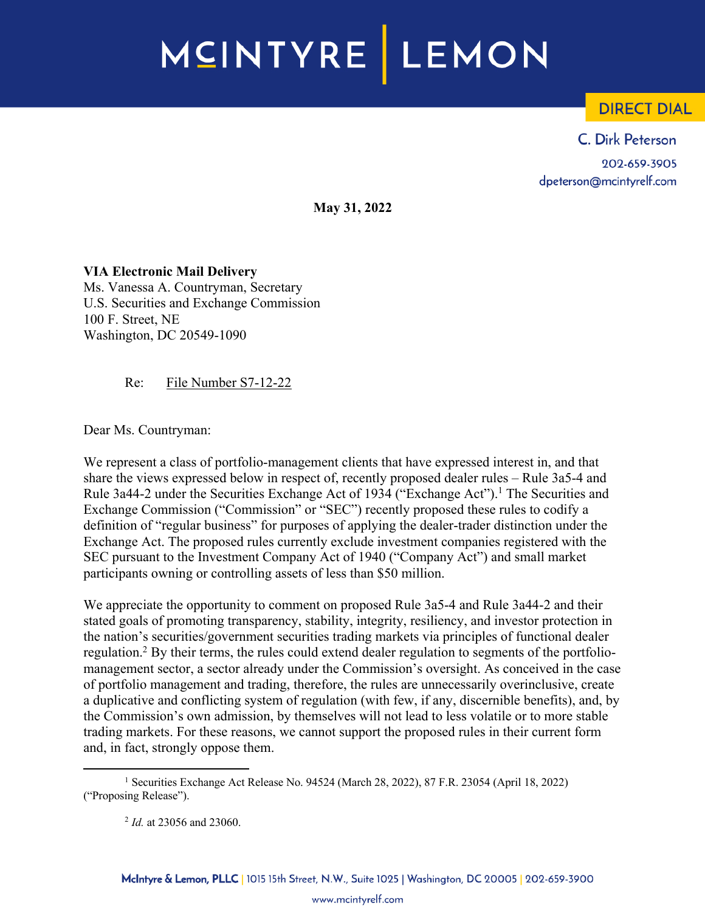# MCINTYRE | LEMON

**DIRECT DIAL**

C. Dirk Peterson
202-659-3905
dpeterson@mcintyrelf.com

**May 31, 2022**

**VIA Electronic Mail Delivery**
Ms. Vanessa A. Countryman, Secretary
U.S. Securities and Exchange Commission
100 F. Street, NE
Washington, DC 20549-1090

Re: File Number S7-12-22

Dear Ms. Countryman:

We represent a class of portfolio-management clients that have expressed interest in, and that share the views expressed below in respect of, recently proposed dealer rules – Rule 3a5-4 and Rule 3a44-2 under the Securities Exchange Act of 1934 ("Exchange Act").[1] The Securities and Exchange Commission ("Commission" or "SEC") recently proposed these rules to codify a definition of "regular business" for purposes of applying the dealer-trader distinction under the Exchange Act. The proposed rules currently exclude investment companies registered with the SEC pursuant to the Investment Company Act of 1940 ("Company Act") and small market participants owning or controlling assets of less than $50 million.

We appreciate the opportunity to comment on proposed Rule 3a5-4 and Rule 3a44-2 and their stated goals of promoting transparency, stability, integrity, resiliency, and investor protection in the nation's securities/government securities trading markets via principles of functional dealer regulation.[2] By their terms, the rules could extend dealer regulation to segments of the portfolio-management sector, a sector already under the Commission's oversight. As conceived in the case of portfolio management and trading, therefore, the rules are unnecessarily overinclusive, create a duplicative and conflicting system of regulation (with few, if any, discernible benefits), and, by the Commission's own admission, by themselves will not lead to less volatile or to more stable trading markets. For these reasons, we cannot support the proposed rules in their current form and, in fact, strongly oppose them.

---

[1] Securities Exchange Act Release No. 94524 (March 28, 2022), 87 F.R. 23054 (April 18, 2022) ("Proposing Release").

[2] *Id.* at 23056 and 23060.

McIntyre & Lemon, PLLC | 1015 15th Street, N.W., Suite 1025 | Washington, DC 20005 | 202-659-3900
www.mcintyrelf.com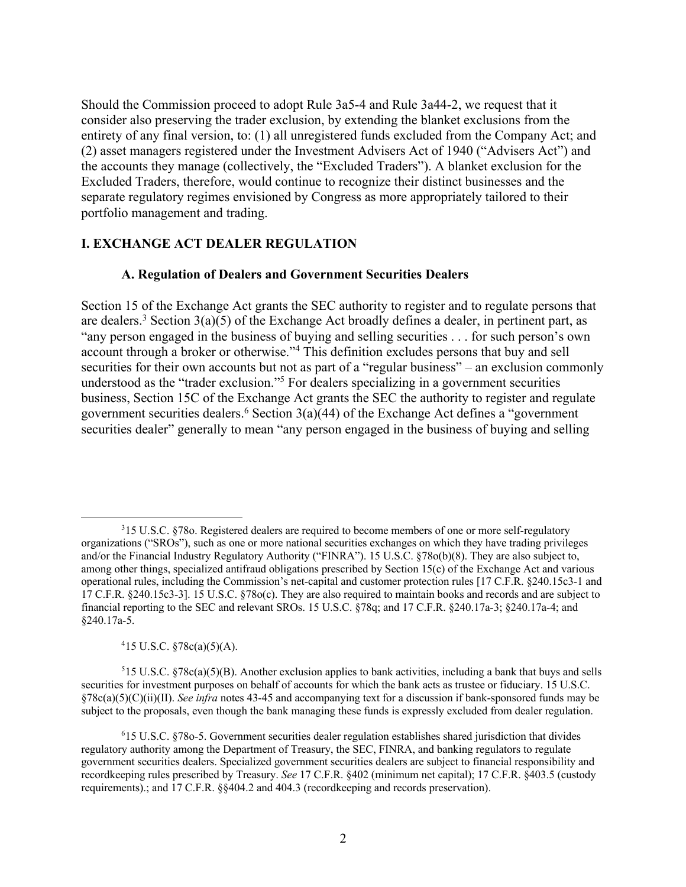Should the Commission proceed to adopt Rule 3a5-4 and Rule 3a44-2, we request that it consider also preserving the trader exclusion, by extending the blanket exclusions from the entirety of any final version, to: (1) all unregistered funds excluded from the Company Act; and (2) asset managers registered under the Investment Advisers Act of 1940 ("Advisers Act") and the accounts they manage (collectively, the "Excluded Traders"). A blanket exclusion for the Excluded Traders, therefore, would continue to recognize their distinct businesses and the separate regulatory regimes envisioned by Congress as more appropriately tailored to their portfolio management and trading.

## I. EXCHANGE ACT DEALER REGULATION

### A. Regulation of Dealers and Government Securities Dealers

Section 15 of the Exchange Act grants the SEC authority to register and to regulate persons that are dealers.[3] Section 3(a)(5) of the Exchange Act broadly defines a dealer, in pertinent part, as "any person engaged in the business of buying and selling securities . . . for such person's own account through a broker or otherwise."[4] This definition excludes persons that buy and sell securities for their own accounts but not as part of a "regular business" – an exclusion commonly understood as the "trader exclusion."[5] For dealers specializing in a government securities business, Section 15C of the Exchange Act grants the SEC the authority to register and regulate government securities dealers.[6] Section 3(a)(44) of the Exchange Act defines a "government securities dealer" generally to mean "any person engaged in the business of buying and selling

---

[3] 15 U.S.C. §78o. Registered dealers are required to become members of one or more self-regulatory organizations ("SROs"), such as one or more national securities exchanges on which they have trading privileges and/or the Financial Industry Regulatory Authority ("FINRA"). 15 U.S.C. §78o(b)(8). They are also subject to, among other things, specialized antifraud obligations prescribed by Section 15(c) of the Exchange Act and various operational rules, including the Commission's net-capital and customer protection rules [17 C.F.R. §240.15c3-1 and 17 C.F.R. §240.15c3-3]. 15 U.S.C. §78o(c). They are also required to maintain books and records and are subject to financial reporting to the SEC and relevant SROs. 15 U.S.C. §78q; and 17 C.F.R. §240.17a-3; §240.17a-4; and §240.17a-5.

[4] 15 U.S.C. §78c(a)(5)(A).

[5] 15 U.S.C. §78c(a)(5)(B). Another exclusion applies to bank activities, including a bank that buys and sells securities for investment purposes on behalf of accounts for which the bank acts as trustee or fiduciary. 15 U.S.C. §78c(a)(5)(C)(ii)(II). *See infra* notes 43-45 and accompanying text for a discussion if bank-sponsored funds may be subject to the proposals, even though the bank managing these funds is expressly excluded from dealer regulation.

[6] 15 U.S.C. §78o-5. Government securities dealer regulation establishes shared jurisdiction that divides regulatory authority among the Department of Treasury, the SEC, FINRA, and banking regulators to regulate government securities dealers. Specialized government securities dealers are subject to financial responsibility and recordkeeping rules prescribed by Treasury. *See* 17 C.F.R. §402 (minimum net capital); 17 C.F.R. §403.5 (custody requirements).; and 17 C.F.R. §§404.2 and 404.3 (recordkeeping and records preservation).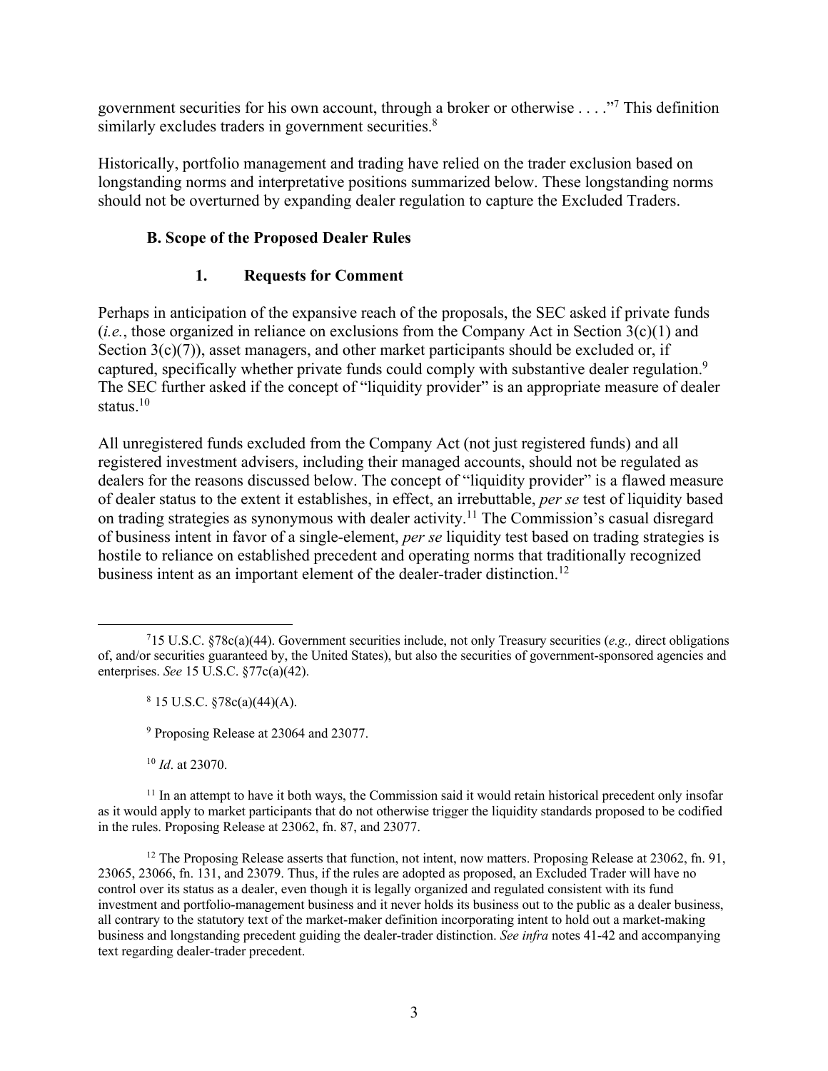government securities for his own account, through a broker or otherwise . . . ."[7] This definition similarly excludes traders in government securities.[8]

Historically, portfolio management and trading have relied on the trader exclusion based on longstanding norms and interpretative positions summarized below. These longstanding norms should not be overturned by expanding dealer regulation to capture the Excluded Traders.

### B. Scope of the Proposed Dealer Rules

#### 1. Requests for Comment

Perhaps in anticipation of the expansive reach of the proposals, the SEC asked if private funds (*i.e.*, those organized in reliance on exclusions from the Company Act in Section 3(c)(1) and Section 3(c)(7)), asset managers, and other market participants should be excluded or, if captured, specifically whether private funds could comply with substantive dealer regulation.[9] The SEC further asked if the concept of "liquidity provider" is an appropriate measure of dealer status.[10]

All unregistered funds excluded from the Company Act (not just registered funds) and all registered investment advisers, including their managed accounts, should not be regulated as dealers for the reasons discussed below. The concept of "liquidity provider" is a flawed measure of dealer status to the extent it establishes, in effect, an irrebuttable, *per se* test of liquidity based on trading strategies as synonymous with dealer activity.[11] The Commission's casual disregard of business intent in favor of a single-element, *per se* liquidity test based on trading strategies is hostile to reliance on established precedent and operating norms that traditionally recognized business intent as an important element of the dealer-trader distinction.[12]

---

[7] 15 U.S.C. §78c(a)(44). Government securities include, not only Treasury securities (*e.g.,* direct obligations of, and/or securities guaranteed by, the United States), but also the securities of government-sponsored agencies and enterprises. *See* 15 U.S.C. §77c(a)(42).

[8] 15 U.S.C. §78c(a)(44)(A).

[9] Proposing Release at 23064 and 23077.

[10] *Id*. at 23070.

[11] In an attempt to have it both ways, the Commission said it would retain historical precedent only insofar as it would apply to market participants that do not otherwise trigger the liquidity standards proposed to be codified in the rules. Proposing Release at 23062, fn. 87, and 23077.

[12] The Proposing Release asserts that function, not intent, now matters. Proposing Release at 23062, fn. 91, 23065, 23066, fn. 131, and 23079. Thus, if the rules are adopted as proposed, an Excluded Trader will have no control over its status as a dealer, even though it is legally organized and regulated consistent with its fund investment and portfolio-management business and it never holds its business out to the public as a dealer business, all contrary to the statutory text of the market-maker definition incorporating intent to hold out a market-making business and longstanding precedent guiding the dealer-trader distinction. *See infra* notes 41-42 and accompanying text regarding dealer-trader precedent.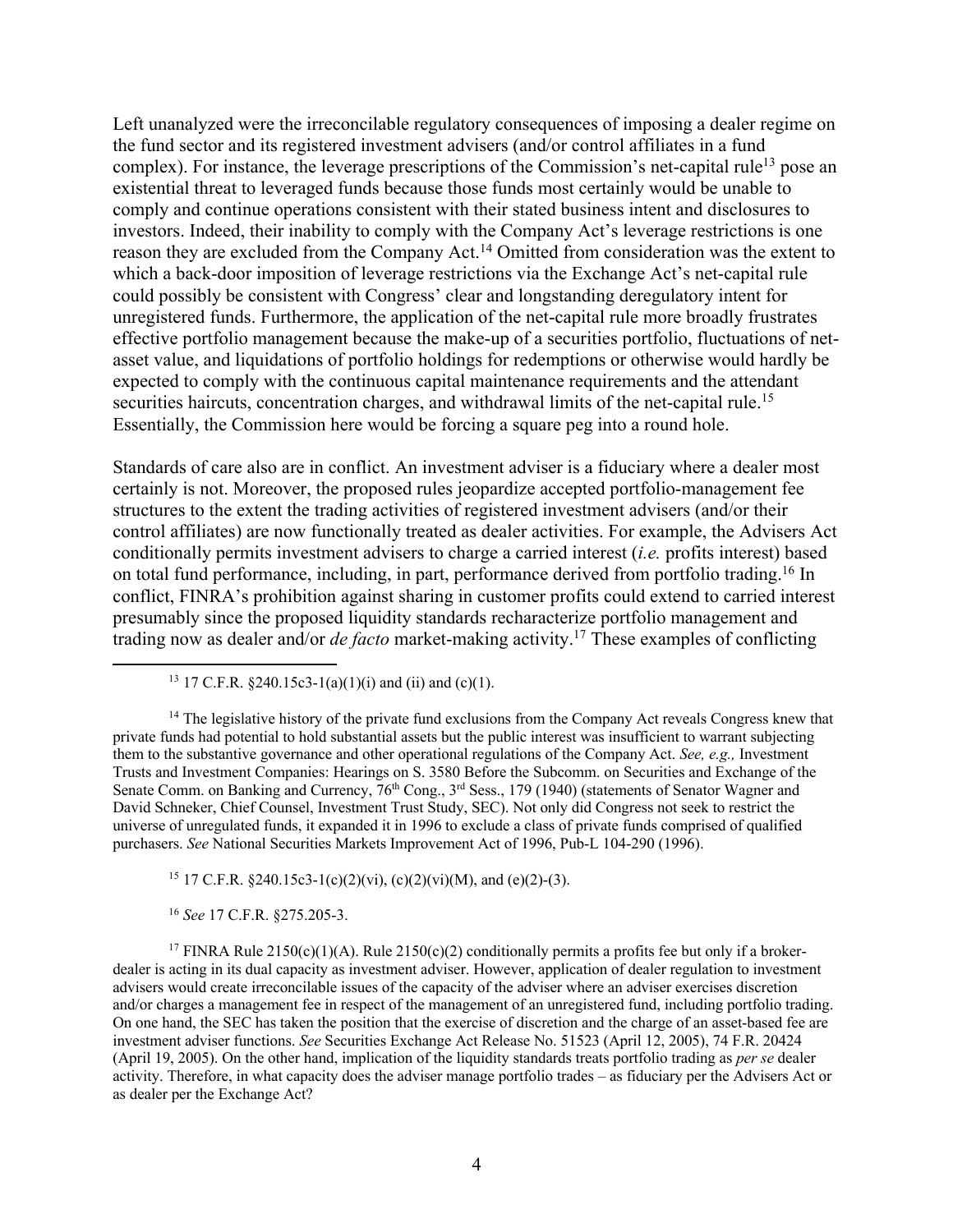Left unanalyzed were the irreconcilable regulatory consequences of imposing a dealer regime on the fund sector and its registered investment advisers (and/or control affiliates in a fund complex). For instance, the leverage prescriptions of the Commission's net-capital rule[13] pose an existential threat to leveraged funds because those funds most certainly would be unable to comply and continue operations consistent with their stated business intent and disclosures to investors. Indeed, their inability to comply with the Company Act's leverage restrictions is one reason they are excluded from the Company Act.[14] Omitted from consideration was the extent to which a back-door imposition of leverage restrictions via the Exchange Act's net-capital rule could possibly be consistent with Congress' clear and longstanding deregulatory intent for unregistered funds. Furthermore, the application of the net-capital rule more broadly frustrates effective portfolio management because the make-up of a securities portfolio, fluctuations of net-asset value, and liquidations of portfolio holdings for redemptions or otherwise would hardly be expected to comply with the continuous capital maintenance requirements and the attendant securities haircuts, concentration charges, and withdrawal limits of the net-capital rule.[15] Essentially, the Commission here would be forcing a square peg into a round hole.

Standards of care also are in conflict. An investment adviser is a fiduciary where a dealer most certainly is not. Moreover, the proposed rules jeopardize accepted portfolio-management fee structures to the extent the trading activities of registered investment advisers (and/or their control affiliates) are now functionally treated as dealer activities. For example, the Advisers Act conditionally permits investment advisers to charge a carried interest (*i.e.* profits interest) based on total fund performance, including, in part, performance derived from portfolio trading.[16] In conflict, FINRA's prohibition against sharing in customer profits could extend to carried interest presumably since the proposed liquidity standards recharacterize portfolio management and trading now as dealer and/or *de facto* market-making activity.[17] These examples of conflicting

---

[13] 17 C.F.R. §240.15c3-1(a)(1)(i) and (ii) and (c)(1).

[14] The legislative history of the private fund exclusions from the Company Act reveals Congress knew that private funds had potential to hold substantial assets but the public interest was insufficient to warrant subjecting them to the substantive governance and other operational regulations of the Company Act. *See, e.g.,* Investment Trusts and Investment Companies: Hearings on S. 3580 Before the Subcomm. on Securities and Exchange of the Senate Comm. on Banking and Currency, 76th Cong., 3rd Sess., 179 (1940) (statements of Senator Wagner and David Schneker, Chief Counsel, Investment Trust Study, SEC). Not only did Congress not seek to restrict the universe of unregulated funds, it expanded it in 1996 to exclude a class of private funds comprised of qualified purchasers. *See* National Securities Markets Improvement Act of 1996, Pub-L 104-290 (1996).

[15] 17 C.F.R. §240.15c3-1(c)(2)(vi), (c)(2)(vi)(M), and (e)(2)-(3).

[16] *See* 17 C.F.R. §275.205-3.

[17] FINRA Rule 2150(c)(1)(A). Rule 2150(c)(2) conditionally permits a profits fee but only if a broker-dealer is acting in its dual capacity as investment adviser. However, application of dealer regulation to investment advisers would create irreconcilable issues of the capacity of the adviser where an adviser exercises discretion and/or charges a management fee in respect of the management of an unregistered fund, including portfolio trading. On one hand, the SEC has taken the position that the exercise of discretion and the charge of an asset-based fee are investment adviser functions. *See* Securities Exchange Act Release No. 51523 (April 12, 2005), 74 F.R. 20424 (April 19, 2005). On the other hand, implication of the liquidity standards treats portfolio trading as *per se* dealer activity. Therefore, in what capacity does the adviser manage portfolio trades – as fiduciary per the Advisers Act or as dealer per the Exchange Act?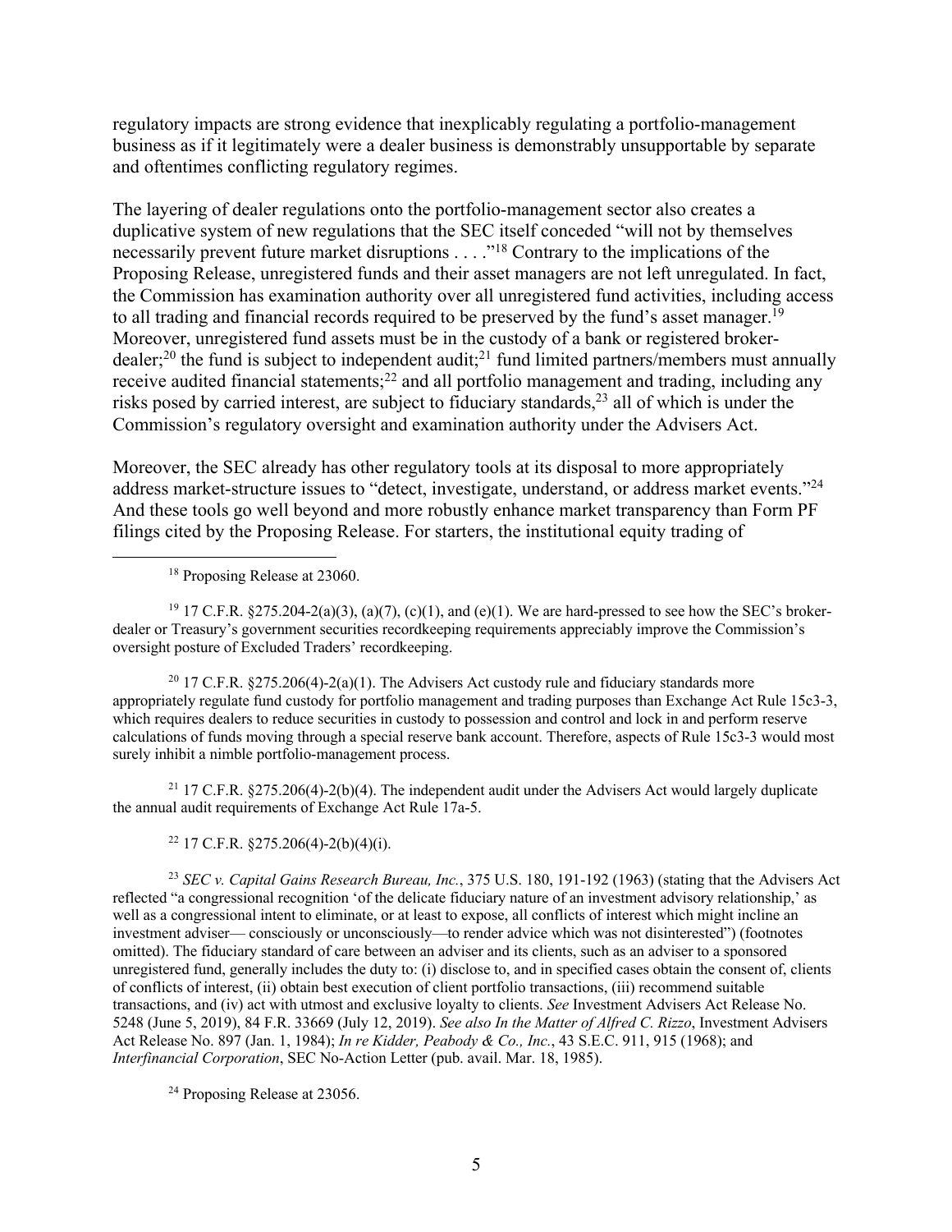regulatory impacts are strong evidence that inexplicably regulating a portfolio-management business as if it legitimately were a dealer business is demonstrably unsupportable by separate and oftentimes conflicting regulatory regimes.

The layering of dealer regulations onto the portfolio-management sector also creates a duplicative system of new regulations that the SEC itself conceded "will not by themselves necessarily prevent future market disruptions . . . ."[18] Contrary to the implications of the Proposing Release, unregistered funds and their asset managers are not left unregulated. In fact, the Commission has examination authority over all unregistered fund activities, including access to all trading and financial records required to be preserved by the fund's asset manager.[19] Moreover, unregistered fund assets must be in the custody of a bank or registered broker-dealer;[20] the fund is subject to independent audit;[21] fund limited partners/members must annually receive audited financial statements;[22] and all portfolio management and trading, including any risks posed by carried interest, are subject to fiduciary standards,[23] all of which is under the Commission's regulatory oversight and examination authority under the Advisers Act.

Moreover, the SEC already has other regulatory tools at its disposal to more appropriately address market-structure issues to "detect, investigate, understand, or address market events."[24] And these tools go well beyond and more robustly enhance market transparency than Form PF filings cited by the Proposing Release. For starters, the institutional equity trading of

---

[18] Proposing Release at 23060.

[19] 17 C.F.R. §275.204-2(a)(3), (a)(7), (c)(1), and (e)(1). We are hard-pressed to see how the SEC's broker-dealer or Treasury's government securities recordkeeping requirements appreciably improve the Commission's oversight posture of Excluded Traders' recordkeeping.

[20] 17 C.F.R. §275.206(4)-2(a)(1). The Advisers Act custody rule and fiduciary standards more appropriately regulate fund custody for portfolio management and trading purposes than Exchange Act Rule 15c3-3, which requires dealers to reduce securities in custody to possession and control and lock in and perform reserve calculations of funds moving through a special reserve bank account. Therefore, aspects of Rule 15c3-3 would most surely inhibit a nimble portfolio-management process.

[21] 17 C.F.R. §275.206(4)-2(b)(4). The independent audit under the Advisers Act would largely duplicate the annual audit requirements of Exchange Act Rule 17a-5.

[22] 17 C.F.R. §275.206(4)-2(b)(4)(i).

[23] *SEC v. Capital Gains Research Bureau, Inc.*, 375 U.S. 180, 191-192 (1963) (stating that the Advisers Act reflected "a congressional recognition 'of the delicate fiduciary nature of an investment advisory relationship,' as well as a congressional intent to eliminate, or at least to expose, all conflicts of interest which might incline an investment adviser— consciously or unconsciously—to render advice which was not disinterested") (footnotes omitted). The fiduciary standard of care between an adviser and its clients, such as an adviser to a sponsored unregistered fund, generally includes the duty to: (i) disclose to, and in specified cases obtain the consent of, clients of conflicts of interest, (ii) obtain best execution of client portfolio transactions, (iii) recommend suitable transactions, and (iv) act with utmost and exclusive loyalty to clients. *See* Investment Advisers Act Release No. 5248 (June 5, 2019), 84 F.R. 33669 (July 12, 2019). *See also In the Matter of Alfred C. Rizzo*, Investment Advisers Act Release No. 897 (Jan. 1, 1984); *In re Kidder, Peabody & Co., Inc.*, 43 S.E.C. 911, 915 (1968); and *Interfinancial Corporation*, SEC No-Action Letter (pub. avail. Mar. 18, 1985).

[24] Proposing Release at 23056.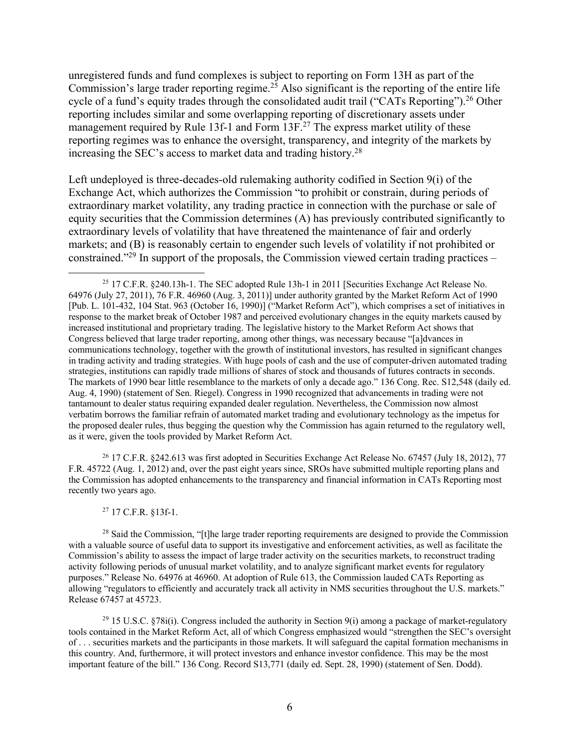unregistered funds and fund complexes is subject to reporting on Form 13H as part of the Commission's large trader reporting regime.[25] Also significant is the reporting of the entire life cycle of a fund's equity trades through the consolidated audit trail ("CATs Reporting").[26] Other reporting includes similar and some overlapping reporting of discretionary assets under management required by Rule 13f-1 and Form 13F.[27] The express market utility of these reporting regimes was to enhance the oversight, transparency, and integrity of the markets by increasing the SEC's access to market data and trading history.[28]

Left undeployed is three-decades-old rulemaking authority codified in Section 9(i) of the Exchange Act, which authorizes the Commission "to prohibit or constrain, during periods of extraordinary market volatility, any trading practice in connection with the purchase or sale of equity securities that the Commission determines (A) has previously contributed significantly to extraordinary levels of volatility that have threatened the maintenance of fair and orderly markets; and (B) is reasonably certain to engender such levels of volatility if not prohibited or constrained."[29] In support of the proposals, the Commission viewed certain trading practices –

---

[25] 17 C.F.R. §240.13h-1. The SEC adopted Rule 13h-1 in 2011 [Securities Exchange Act Release No. 64976 (July 27, 2011), 76 F.R. 46960 (Aug. 3, 2011)] under authority granted by the Market Reform Act of 1990 [Pub. L. 101-432, 104 Stat. 963 (October 16, 1990)] ("Market Reform Act"), which comprises a set of initiatives in response to the market break of October 1987 and perceived evolutionary changes in the equity markets caused by increased institutional and proprietary trading. The legislative history to the Market Reform Act shows that Congress believed that large trader reporting, among other things, was necessary because "[a]dvances in communications technology, together with the growth of institutional investors, has resulted in significant changes in trading activity and trading strategies. With huge pools of cash and the use of computer-driven automated trading strategies, institutions can rapidly trade millions of shares of stock and thousands of futures contracts in seconds. The markets of 1990 bear little resemblance to the markets of only a decade ago." 136 Cong. Rec. S12,548 (daily ed. Aug. 4, 1990) (statement of Sen. Riegel). Congress in 1990 recognized that advancements in trading were not tantamount to dealer status requiring expanded dealer regulation. Nevertheless, the Commission now almost verbatim borrows the familiar refrain of automated market trading and evolutionary technology as the impetus for the proposed dealer rules, thus begging the question why the Commission has again returned to the regulatory well, as it were, given the tools provided by Market Reform Act.

[26] 17 C.F.R. §242.613 was first adopted in Securities Exchange Act Release No. 67457 (July 18, 2012), 77 F.R. 45722 (Aug. 1, 2012) and, over the past eight years since, SROs have submitted multiple reporting plans and the Commission has adopted enhancements to the transparency and financial information in CATs Reporting most recently two years ago.

[27] 17 C.F.R. §13f-1.

[28] Said the Commission, "[t]he large trader reporting requirements are designed to provide the Commission with a valuable source of useful data to support its investigative and enforcement activities, as well as facilitate the Commission's ability to assess the impact of large trader activity on the securities markets, to reconstruct trading activity following periods of unusual market volatility, and to analyze significant market events for regulatory purposes." Release No. 64976 at 46960. At adoption of Rule 613, the Commission lauded CATs Reporting as allowing "regulators to efficiently and accurately track all activity in NMS securities throughout the U.S. markets." Release 67457 at 45723.

[29] 15 U.S.C. §78i(i). Congress included the authority in Section 9(i) among a package of market-regulatory tools contained in the Market Reform Act, all of which Congress emphasized would "strengthen the SEC's oversight of . . . securities markets and the participants in those markets. It will safeguard the capital formation mechanisms in this country. And, furthermore, it will protect investors and enhance investor confidence. This may be the most important feature of the bill." 136 Cong. Record S13,771 (daily ed. Sept. 28, 1990) (statement of Sen. Dodd).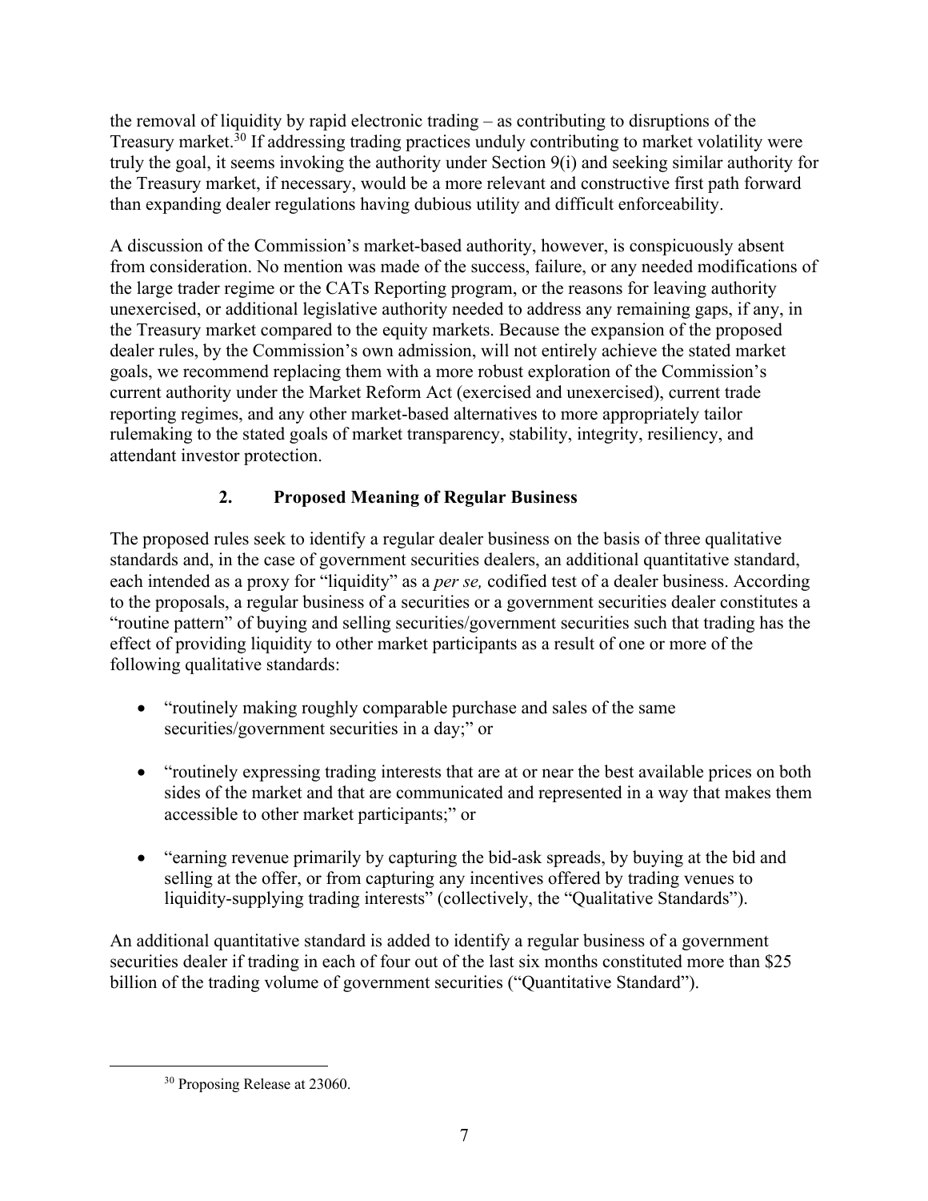the removal of liquidity by rapid electronic trading – as contributing to disruptions of the Treasury market.[30] If addressing trading practices unduly contributing to market volatility were truly the goal, it seems invoking the authority under Section 9(i) and seeking similar authority for the Treasury market, if necessary, would be a more relevant and constructive first path forward than expanding dealer regulations having dubious utility and difficult enforceability.

A discussion of the Commission's market-based authority, however, is conspicuously absent from consideration. No mention was made of the success, failure, or any needed modifications of the large trader regime or the CATs Reporting program, or the reasons for leaving authority unexercised, or additional legislative authority needed to address any remaining gaps, if any, in the Treasury market compared to the equity markets. Because the expansion of the proposed dealer rules, by the Commission's own admission, will not entirely achieve the stated market goals, we recommend replacing them with a more robust exploration of the Commission's current authority under the Market Reform Act (exercised and unexercised), current trade reporting regimes, and any other market-based alternatives to more appropriately tailor rulemaking to the stated goals of market transparency, stability, integrity, resiliency, and attendant investor protection.

### 2. Proposed Meaning of Regular Business

The proposed rules seek to identify a regular dealer business on the basis of three qualitative standards and, in the case of government securities dealers, an additional quantitative standard, each intended as a proxy for "liquidity" as a *per se,* codified test of a dealer business. According to the proposals, a regular business of a securities or a government securities dealer constitutes a "routine pattern" of buying and selling securities/government securities such that trading has the effect of providing liquidity to other market participants as a result of one or more of the following qualitative standards:

- "routinely making roughly comparable purchase and sales of the same securities/government securities in a day;" or
- "routinely expressing trading interests that are at or near the best available prices on both sides of the market and that are communicated and represented in a way that makes them accessible to other market participants;" or
- "earning revenue primarily by capturing the bid-ask spreads, by buying at the bid and selling at the offer, or from capturing any incentives offered by trading venues to liquidity-supplying trading interests" (collectively, the "Qualitative Standards").

An additional quantitative standard is added to identify a regular business of a government securities dealer if trading in each of four out of the last six months constituted more than $25 billion of the trading volume of government securities ("Quantitative Standard").

[30] Proposing Release at 23060.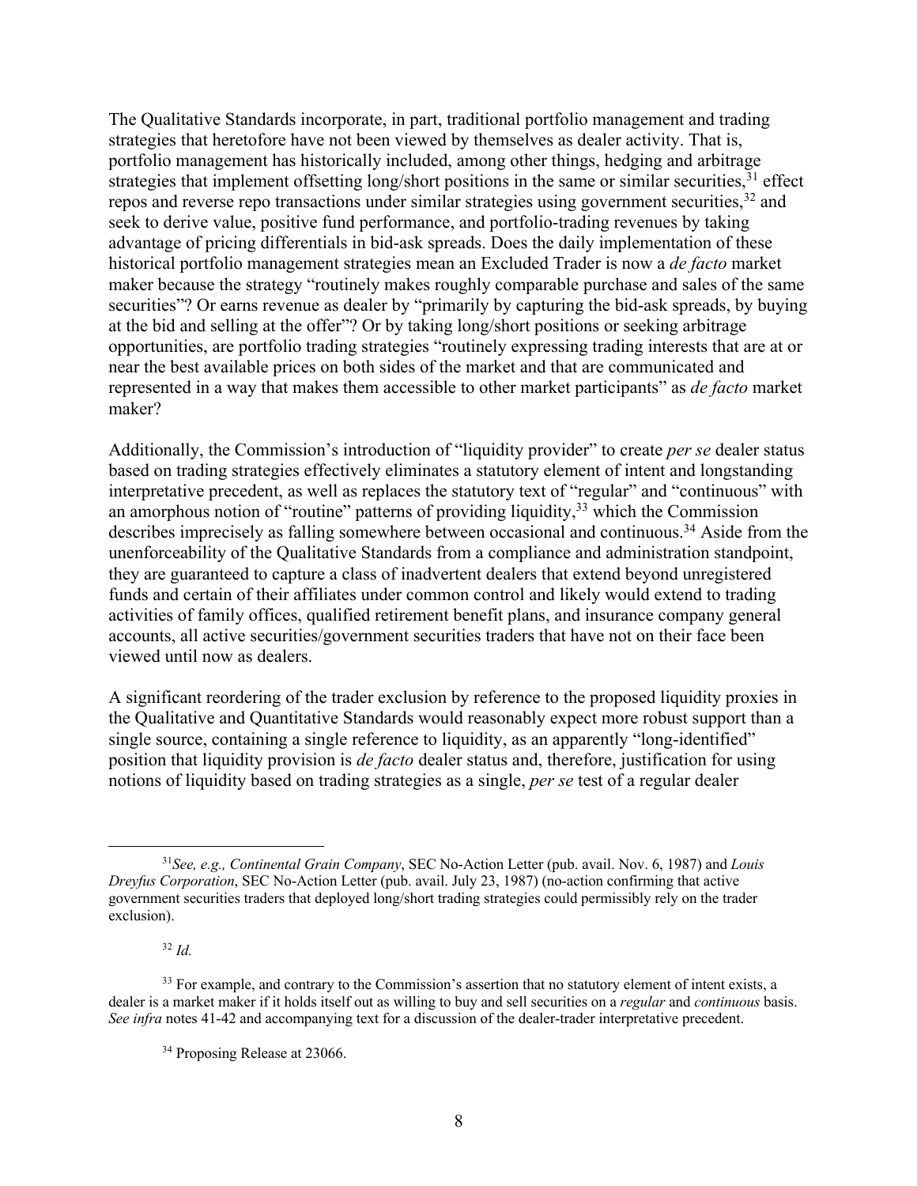The Qualitative Standards incorporate, in part, traditional portfolio management and trading strategies that heretofore have not been viewed by themselves as dealer activity. That is, portfolio management has historically included, among other things, hedging and arbitrage strategies that implement offsetting long/short positions in the same or similar securities,[31] effect repos and reverse repo transactions under similar strategies using government securities,[32] and seek to derive value, positive fund performance, and portfolio-trading revenues by taking advantage of pricing differentials in bid-ask spreads. Does the daily implementation of these historical portfolio management strategies mean an Excluded Trader is now a *de facto* market maker because the strategy "routinely makes roughly comparable purchase and sales of the same securities"? Or earns revenue as dealer by "primarily by capturing the bid-ask spreads, by buying at the bid and selling at the offer"? Or by taking long/short positions or seeking arbitrage opportunities, are portfolio trading strategies "routinely expressing trading interests that are at or near the best available prices on both sides of the market and that are communicated and represented in a way that makes them accessible to other market participants" as *de facto* market maker?

Additionally, the Commission's introduction of "liquidity provider" to create *per se* dealer status based on trading strategies effectively eliminates a statutory element of intent and longstanding interpretative precedent, as well as replaces the statutory text of "regular" and "continuous" with an amorphous notion of "routine" patterns of providing liquidity,[33] which the Commission describes imprecisely as falling somewhere between occasional and continuous.[34] Aside from the unenforceability of the Qualitative Standards from a compliance and administration standpoint, they are guaranteed to capture a class of inadvertent dealers that extend beyond unregistered funds and certain of their affiliates under common control and likely would extend to trading activities of family offices, qualified retirement benefit plans, and insurance company general accounts, all active securities/government securities traders that have not on their face been viewed until now as dealers.

A significant reordering of the trader exclusion by reference to the proposed liquidity proxies in the Qualitative and Quantitative Standards would reasonably expect more robust support than a single source, containing a single reference to liquidity, as an apparently "long-identified" position that liquidity provision is *de facto* dealer status and, therefore, justification for using notions of liquidity based on trading strategies as a single, *per se* test of a regular dealer

---

[31] *See, e.g., Continental Grain Company*, SEC No-Action Letter (pub. avail. Nov. 6, 1987) and *Louis Dreyfus Corporation*, SEC No-Action Letter (pub. avail. July 23, 1987) (no-action confirming that active government securities traders that deployed long/short trading strategies could permissibly rely on the trader exclusion).

[32] *Id.*

[33] For example, and contrary to the Commission's assertion that no statutory element of intent exists, a dealer is a market maker if it holds itself out as willing to buy and sell securities on a *regular* and *continuous* basis. *See infra* notes 41-42 and accompanying text for a discussion of the dealer-trader interpretative precedent.

[34] Proposing Release at 23066.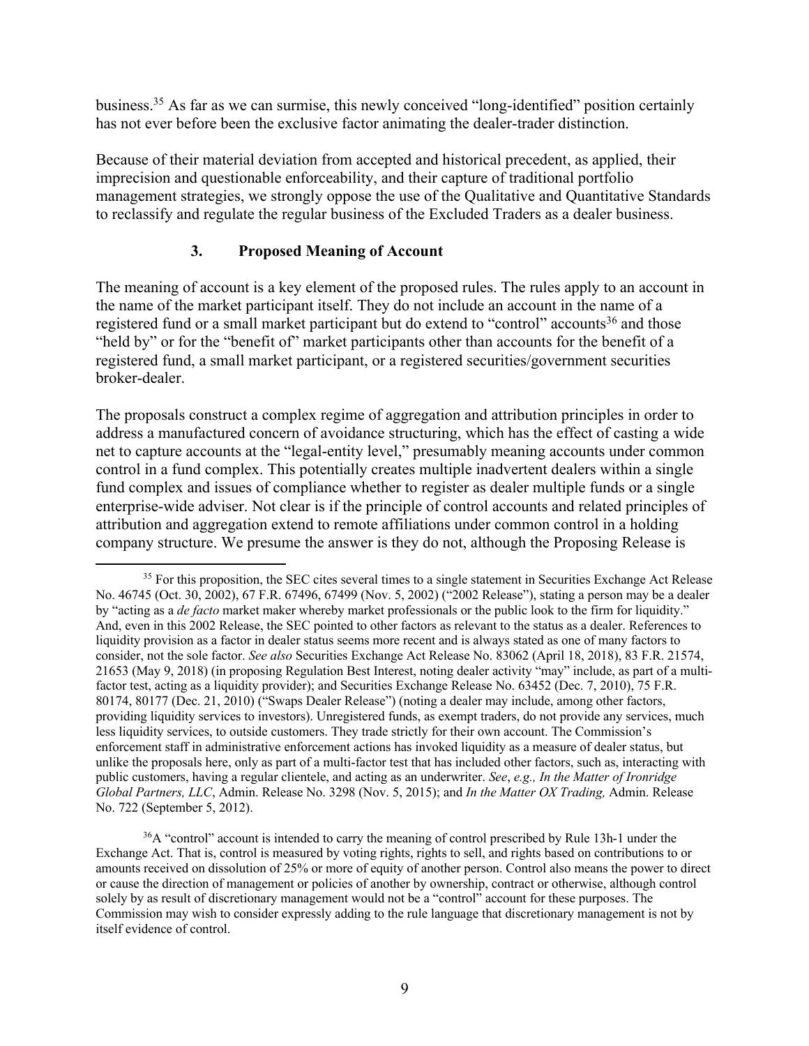business.[35] As far as we can surmise, this newly conceived "long-identified" position certainly has not ever before been the exclusive factor animating the dealer-trader distinction.

Because of their material deviation from accepted and historical precedent, as applied, their imprecision and questionable enforceability, and their capture of traditional portfolio management strategies, we strongly oppose the use of the Qualitative and Quantitative Standards to reclassify and regulate the regular business of the Excluded Traders as a dealer business.

### 3. Proposed Meaning of Account

The meaning of account is a key element of the proposed rules. The rules apply to an account in the name of the market participant itself. They do not include an account in the name of a registered fund or a small market participant but do extend to "control" accounts[36] and those "held by" or for the "benefit of" market participants other than accounts for the benefit of a registered fund, a small market participant, or a registered securities/government securities broker-dealer.

The proposals construct a complex regime of aggregation and attribution principles in order to address a manufactured concern of avoidance structuring, which has the effect of casting a wide net to capture accounts at the "legal-entity level," presumably meaning accounts under common control in a fund complex. This potentially creates multiple inadvertent dealers within a single fund complex and issues of compliance whether to register as dealer multiple funds or a single enterprise-wide adviser. Not clear is if the principle of control accounts and related principles of attribution and aggregation extend to remote affiliations under common control in a holding company structure. We presume the answer is they do not, although the Proposing Release is

---

[35] For this proposition, the SEC cites several times to a single statement in Securities Exchange Act Release No. 46745 (Oct. 30, 2002), 67 F.R. 67496, 67499 (Nov. 5, 2002) ("2002 Release"), stating a person may be a dealer by "acting as a *de facto* market maker whereby market professionals or the public look to the firm for liquidity." And, even in this 2002 Release, the SEC pointed to other factors as relevant to the status as a dealer. References to liquidity provision as a factor in dealer status seems more recent and is always stated as one of many factors to consider, not the sole factor. *See also* Securities Exchange Act Release No. 83062 (April 18, 2018), 83 F.R. 21574, 21653 (May 9, 2018) (in proposing Regulation Best Interest, noting dealer activity "may" include, as part of a multi-factor test, acting as a liquidity provider); and Securities Exchange Release No. 63452 (Dec. 7, 2010), 75 F.R. 80174, 80177 (Dec. 21, 2010) ("Swaps Dealer Release") (noting a dealer may include, among other factors, providing liquidity services to investors). Unregistered funds, as exempt traders, do not provide any services, much less liquidity services, to outside customers. They trade strictly for their own account. The Commission's enforcement staff in administrative enforcement actions has invoked liquidity as a measure of dealer status, but unlike the proposals here, only as part of a multi-factor test that has included other factors, such as, interacting with public customers, having a regular clientele, and acting as an underwriter. *See*, *e.g., In the Matter of Ironridge Global Partners, LLC*, Admin. Release No. 3298 (Nov. 5, 2015); and *In the Matter OX Trading,* Admin. Release No. 722 (September 5, 2012).

[36] A "control" account is intended to carry the meaning of control prescribed by Rule 13h-1 under the Exchange Act. That is, control is measured by voting rights, rights to sell, and rights based on contributions to or amounts received on dissolution of 25% or more of equity of another person. Control also means the power to direct or cause the direction of management or policies of another by ownership, contract or otherwise, although control solely by as result of discretionary management would not be a "control" account for these purposes. The Commission may wish to consider expressly adding to the rule language that discretionary management is not by itself evidence of control.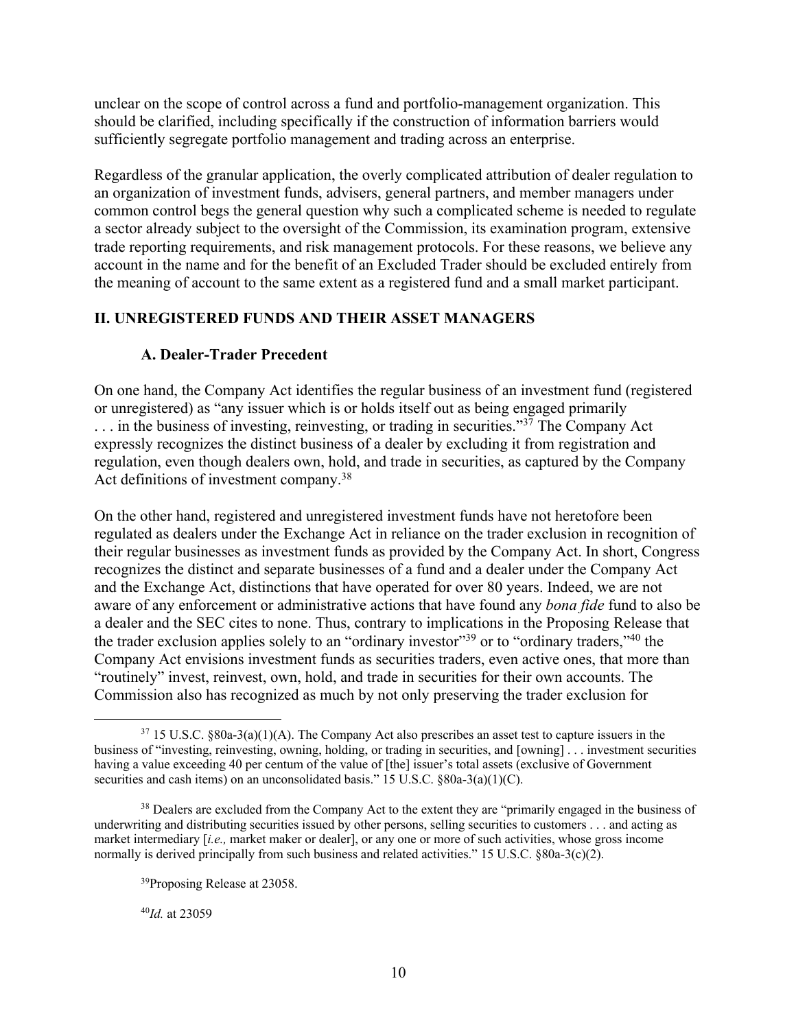unclear on the scope of control across a fund and portfolio-management organization. This should be clarified, including specifically if the construction of information barriers would sufficiently segregate portfolio management and trading across an enterprise.

Regardless of the granular application, the overly complicated attribution of dealer regulation to an organization of investment funds, advisers, general partners, and member managers under common control begs the general question why such a complicated scheme is needed to regulate a sector already subject to the oversight of the Commission, its examination program, extensive trade reporting requirements, and risk management protocols. For these reasons, we believe any account in the name and for the benefit of an Excluded Trader should be excluded entirely from the meaning of account to the same extent as a registered fund and a small market participant.

## II. UNREGISTERED FUNDS AND THEIR ASSET MANAGERS

### A. Dealer-Trader Precedent

On one hand, the Company Act identifies the regular business of an investment fund (registered or unregistered) as "any issuer which is or holds itself out as being engaged primarily . . . in the business of investing, reinvesting, or trading in securities."[37] The Company Act expressly recognizes the distinct business of a dealer by excluding it from registration and regulation, even though dealers own, hold, and trade in securities, as captured by the Company Act definitions of investment company.[38]

On the other hand, registered and unregistered investment funds have not heretofore been regulated as dealers under the Exchange Act in reliance on the trader exclusion in recognition of their regular businesses as investment funds as provided by the Company Act. In short, Congress recognizes the distinct and separate businesses of a fund and a dealer under the Company Act and the Exchange Act, distinctions that have operated for over 80 years. Indeed, we are not aware of any enforcement or administrative actions that have found any *bona fide* fund to also be a dealer and the SEC cites to none. Thus, contrary to implications in the Proposing Release that the trader exclusion applies solely to an "ordinary investor"[39] or to "ordinary traders,"[40] the Company Act envisions investment funds as securities traders, even active ones, that more than "routinely" invest, reinvest, own, hold, and trade in securities for their own accounts. The Commission also has recognized as much by not only preserving the trader exclusion for

---

[37] 15 U.S.C. §80a-3(a)(1)(A). The Company Act also prescribes an asset test to capture issuers in the business of "investing, reinvesting, owning, holding, or trading in securities, and [owning] . . . investment securities having a value exceeding 40 per centum of the value of [the] issuer's total assets (exclusive of Government securities and cash items) on an unconsolidated basis." 15 U.S.C. §80a-3(a)(1)(C).

[38] Dealers are excluded from the Company Act to the extent they are "primarily engaged in the business of underwriting and distributing securities issued by other persons, selling securities to customers . . . and acting as market intermediary [*i.e.,* market maker or dealer], or any one or more of such activities, whose gross income normally is derived principally from such business and related activities." 15 U.S.C. §80a-3(c)(2).

[39] Proposing Release at 23058.

[40] *Id.* at 23059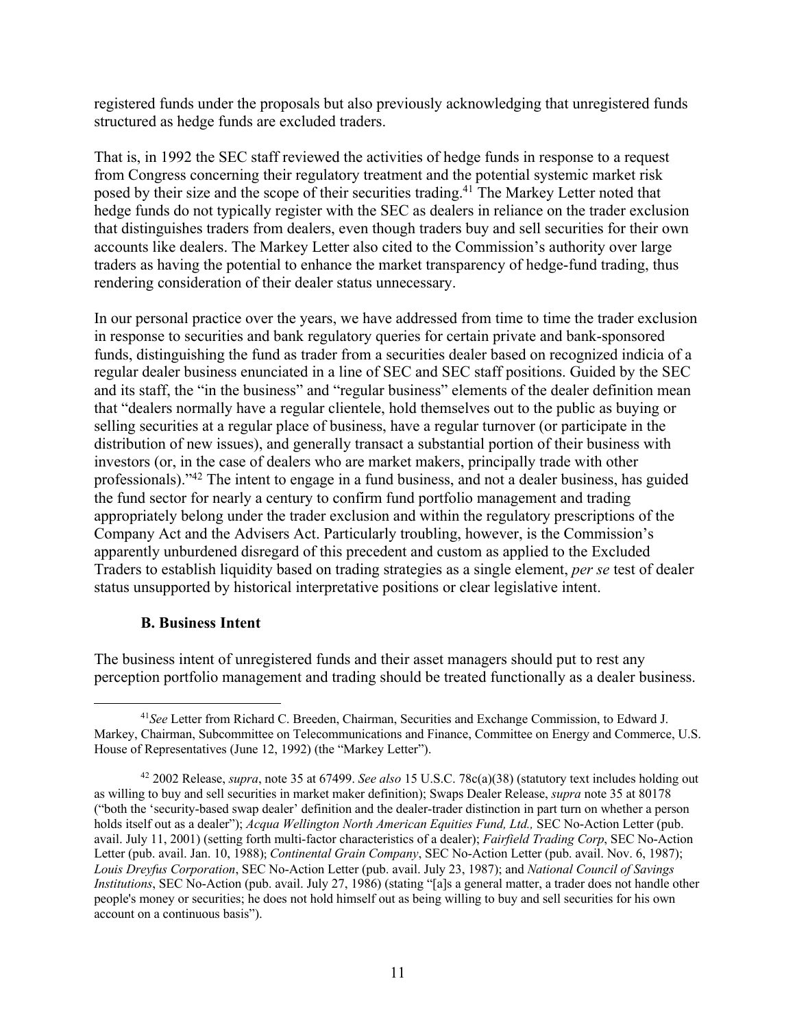registered funds under the proposals but also previously acknowledging that unregistered funds structured as hedge funds are excluded traders.

That is, in 1992 the SEC staff reviewed the activities of hedge funds in response to a request from Congress concerning their regulatory treatment and the potential systemic market risk posed by their size and the scope of their securities trading.[41] The Markey Letter noted that hedge funds do not typically register with the SEC as dealers in reliance on the trader exclusion that distinguishes traders from dealers, even though traders buy and sell securities for their own accounts like dealers. The Markey Letter also cited to the Commission's authority over large traders as having the potential to enhance the market transparency of hedge-fund trading, thus rendering consideration of their dealer status unnecessary.

In our personal practice over the years, we have addressed from time to time the trader exclusion in response to securities and bank regulatory queries for certain private and bank-sponsored funds, distinguishing the fund as trader from a securities dealer based on recognized indicia of a regular dealer business enunciated in a line of SEC and SEC staff positions. Guided by the SEC and its staff, the "in the business" and "regular business" elements of the dealer definition mean that "dealers normally have a regular clientele, hold themselves out to the public as buying or selling securities at a regular place of business, have a regular turnover (or participate in the distribution of new issues), and generally transact a substantial portion of their business with investors (or, in the case of dealers who are market makers, principally trade with other professionals)."[42] The intent to engage in a fund business, and not a dealer business, has guided the fund sector for nearly a century to confirm fund portfolio management and trading appropriately belong under the trader exclusion and within the regulatory prescriptions of the Company Act and the Advisers Act. Particularly troubling, however, is the Commission's apparently unburdened disregard of this precedent and custom as applied to the Excluded Traders to establish liquidity based on trading strategies as a single element, *per se* test of dealer status unsupported by historical interpretative positions or clear legislative intent.

### B. Business Intent

The business intent of unregistered funds and their asset managers should put to rest any perception portfolio management and trading should be treated functionally as a dealer business.

---

[41] *See* Letter from Richard C. Breeden, Chairman, Securities and Exchange Commission, to Edward J. Markey, Chairman, Subcommittee on Telecommunications and Finance, Committee on Energy and Commerce, U.S. House of Representatives (June 12, 1992) (the "Markey Letter").

[42] 2002 Release, *supra*, note 35 at 67499. *See also* 15 U.S.C. 78c(a)(38) (statutory text includes holding out as willing to buy and sell securities in market maker definition); Swaps Dealer Release, *supra* note 35 at 80178 ("both the 'security-based swap dealer' definition and the dealer-trader distinction in part turn on whether a person holds itself out as a dealer"); *Acqua Wellington North American Equities Fund, Ltd.,* SEC No-Action Letter (pub. avail. July 11, 2001) (setting forth multi-factor characteristics of a dealer); *Fairfield Trading Corp*, SEC No-Action Letter (pub. avail. Jan. 10, 1988); *Continental Grain Company*, SEC No-Action Letter (pub. avail. Nov. 6, 1987); *Louis Dreyfus Corporation*, SEC No-Action Letter (pub. avail. July 23, 1987); and *National Council of Savings Institutions*, SEC No-Action (pub. avail. July 27, 1986) (stating "[a]s a general matter, a trader does not handle other people's money or securities; he does not hold himself out as being willing to buy and sell securities for his own account on a continuous basis").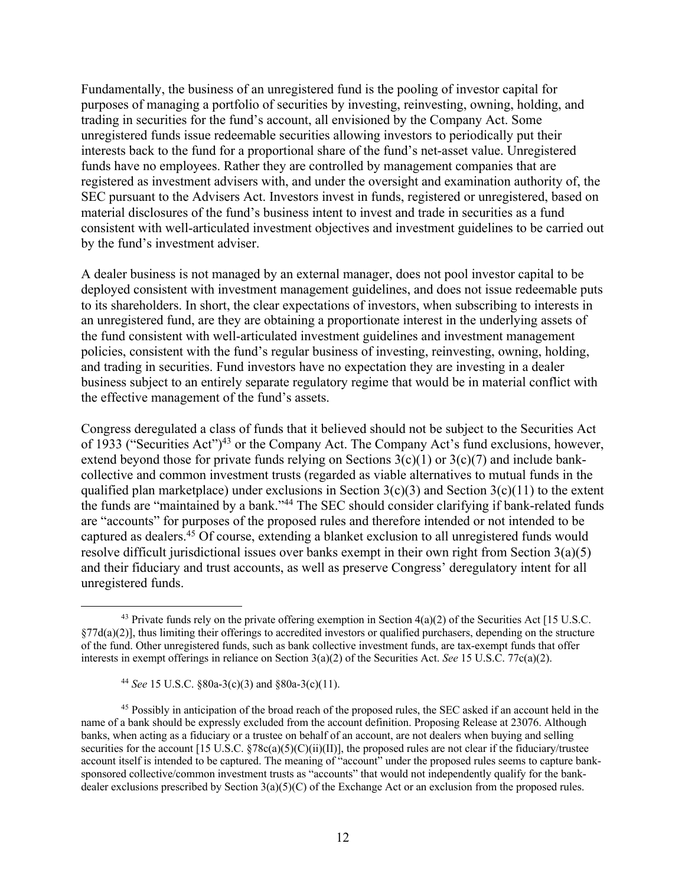Fundamentally, the business of an unregistered fund is the pooling of investor capital for purposes of managing a portfolio of securities by investing, reinvesting, owning, holding, and trading in securities for the fund's account, all envisioned by the Company Act. Some unregistered funds issue redeemable securities allowing investors to periodically put their interests back to the fund for a proportional share of the fund's net-asset value. Unregistered funds have no employees. Rather they are controlled by management companies that are registered as investment advisers with, and under the oversight and examination authority of, the SEC pursuant to the Advisers Act. Investors invest in funds, registered or unregistered, based on material disclosures of the fund's business intent to invest and trade in securities as a fund consistent with well-articulated investment objectives and investment guidelines to be carried out by the fund's investment adviser.

A dealer business is not managed by an external manager, does not pool investor capital to be deployed consistent with investment management guidelines, and does not issue redeemable puts to its shareholders. In short, the clear expectations of investors, when subscribing to interests in an unregistered fund, are they are obtaining a proportionate interest in the underlying assets of the fund consistent with well-articulated investment guidelines and investment management policies, consistent with the fund's regular business of investing, reinvesting, owning, holding, and trading in securities. Fund investors have no expectation they are investing in a dealer business subject to an entirely separate regulatory regime that would be in material conflict with the effective management of the fund's assets.

Congress deregulated a class of funds that it believed should not be subject to the Securities Act of 1933 ("Securities Act")[43] or the Company Act. The Company Act's fund exclusions, however, extend beyond those for private funds relying on Sections 3(c)(1) or 3(c)(7) and include bank-collective and common investment trusts (regarded as viable alternatives to mutual funds in the qualified plan marketplace) under exclusions in Section 3(c)(3) and Section 3(c)(11) to the extent the funds are "maintained by a bank."[44] The SEC should consider clarifying if bank-related funds are "accounts" for purposes of the proposed rules and therefore intended or not intended to be captured as dealers.[45] Of course, extending a blanket exclusion to all unregistered funds would resolve difficult jurisdictional issues over banks exempt in their own right from Section 3(a)(5) and their fiduciary and trust accounts, as well as preserve Congress' deregulatory intent for all unregistered funds.

---

[43] Private funds rely on the private offering exemption in Section 4(a)(2) of the Securities Act [15 U.S.C. §77d(a)(2)], thus limiting their offerings to accredited investors or qualified purchasers, depending on the structure of the fund. Other unregistered funds, such as bank collective investment funds, are tax-exempt funds that offer interests in exempt offerings in reliance on Section 3(a)(2) of the Securities Act. *See* 15 U.S.C. 77c(a)(2).

[44] *See* 15 U.S.C. §80a-3(c)(3) and §80a-3(c)(11).

[45] Possibly in anticipation of the broad reach of the proposed rules, the SEC asked if an account held in the name of a bank should be expressly excluded from the account definition. Proposing Release at 23076. Although banks, when acting as a fiduciary or a trustee on behalf of an account, are not dealers when buying and selling securities for the account [15 U.S.C. §78c(a)(5)(C)(ii)(II)], the proposed rules are not clear if the fiduciary/trustee account itself is intended to be captured. The meaning of "account" under the proposed rules seems to capture bank-sponsored collective/common investment trusts as "accounts" that would not independently qualify for the bank-dealer exclusions prescribed by Section 3(a)(5)(C) of the Exchange Act or an exclusion from the proposed rules.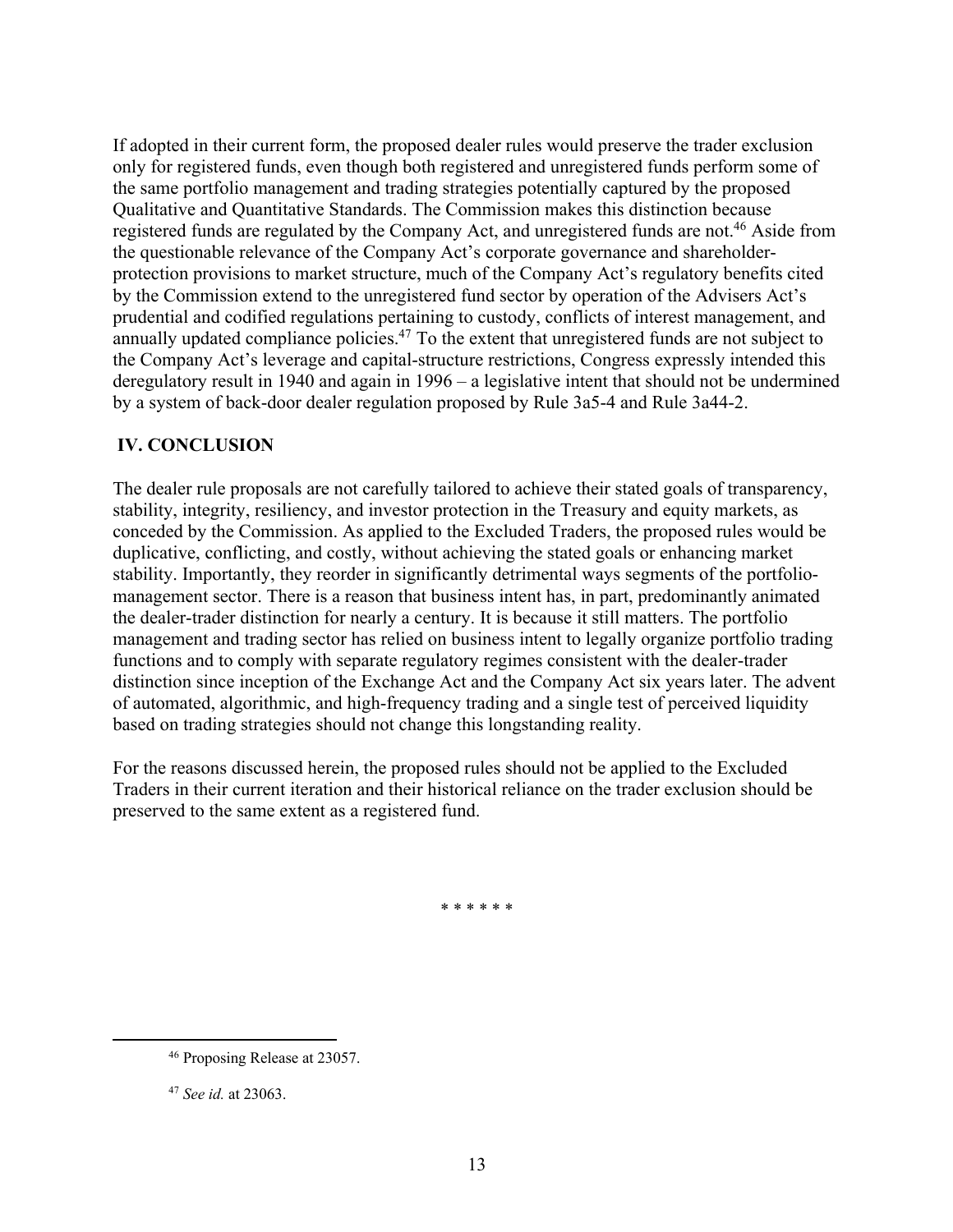If adopted in their current form, the proposed dealer rules would preserve the trader exclusion only for registered funds, even though both registered and unregistered funds perform some of the same portfolio management and trading strategies potentially captured by the proposed Qualitative and Quantitative Standards. The Commission makes this distinction because registered funds are regulated by the Company Act, and unregistered funds are not.[46] Aside from the questionable relevance of the Company Act's corporate governance and shareholder-protection provisions to market structure, much of the Company Act's regulatory benefits cited by the Commission extend to the unregistered fund sector by operation of the Advisers Act's prudential and codified regulations pertaining to custody, conflicts of interest management, and annually updated compliance policies.[47] To the extent that unregistered funds are not subject to the Company Act's leverage and capital-structure restrictions, Congress expressly intended this deregulatory result in 1940 and again in 1996 – a legislative intent that should not be undermined by a system of back-door dealer regulation proposed by Rule 3a5-4 and Rule 3a44-2.

## IV. CONCLUSION

The dealer rule proposals are not carefully tailored to achieve their stated goals of transparency, stability, integrity, resiliency, and investor protection in the Treasury and equity markets, as conceded by the Commission. As applied to the Excluded Traders, the proposed rules would be duplicative, conflicting, and costly, without achieving the stated goals or enhancing market stability. Importantly, they reorder in significantly detrimental ways segments of the portfolio-management sector. There is a reason that business intent has, in part, predominantly animated the dealer-trader distinction for nearly a century. It is because it still matters. The portfolio management and trading sector has relied on business intent to legally organize portfolio trading functions and to comply with separate regulatory regimes consistent with the dealer-trader distinction since inception of the Exchange Act and the Company Act six years later. The advent of automated, algorithmic, and high-frequency trading and a single test of perceived liquidity based on trading strategies should not change this longstanding reality.

For the reasons discussed herein, the proposed rules should not be applied to the Excluded Traders in their current iteration and their historical reliance on the trader exclusion should be preserved to the same extent as a registered fund.

\* \* \* \* \* \*

---

[46] Proposing Release at 23057.

[47] *See id.* at 23063.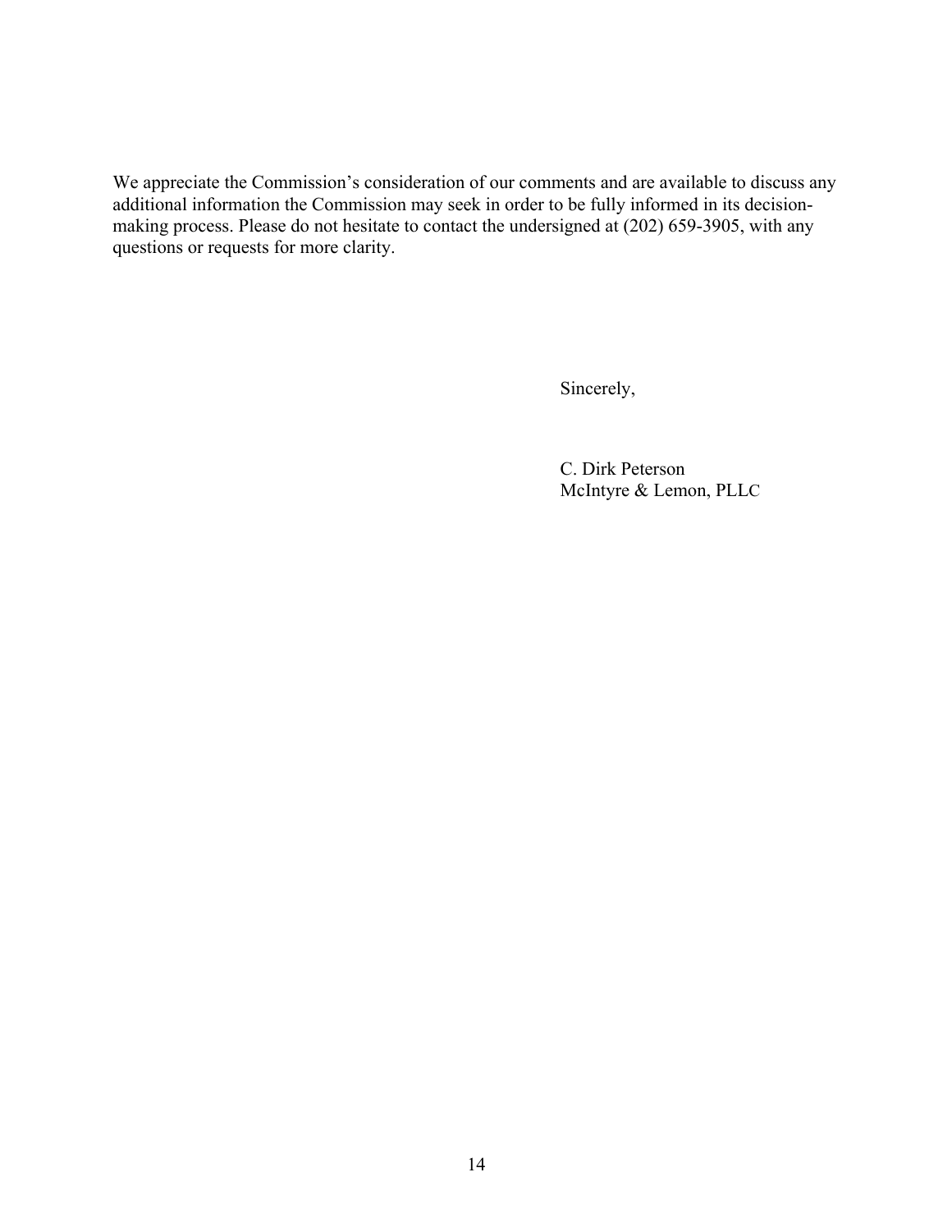We appreciate the Commission's consideration of our comments and are available to discuss any additional information the Commission may seek in order to be fully informed in its decision-making process. Please do not hesitate to contact the undersigned at (202) 659-3905, with any questions or requests for more clarity.

Sincerely,

C. Dirk Peterson  
McIntyre & Lemon, PLLC